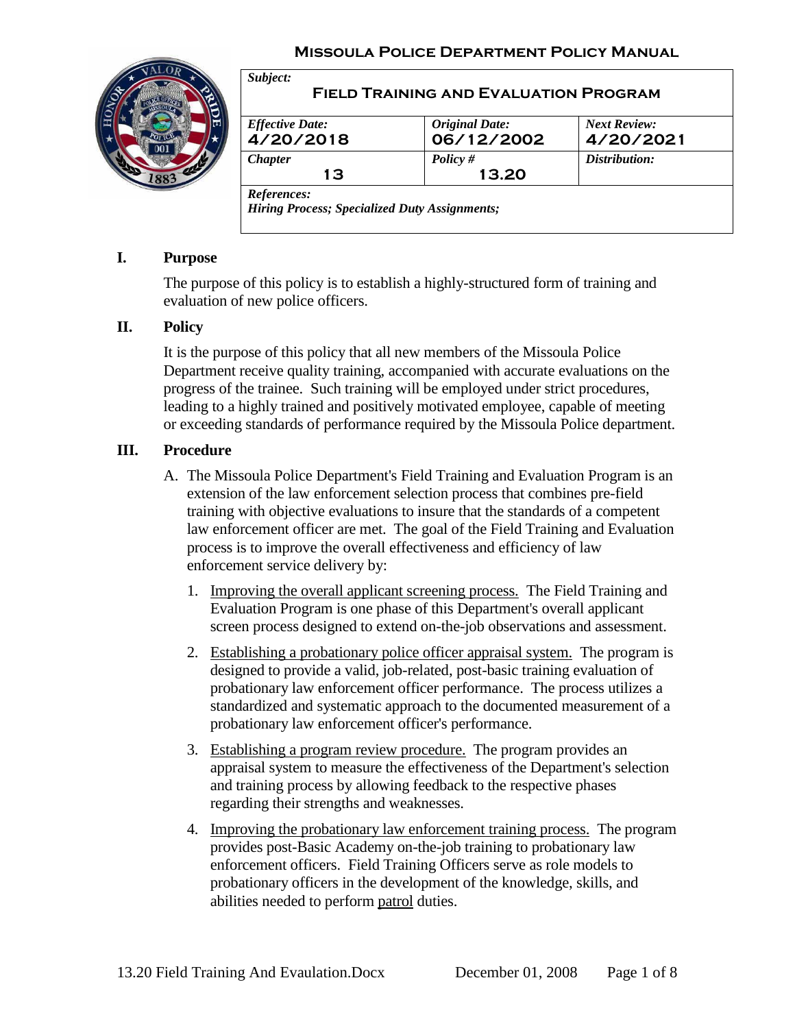**Missoula Police Department Policy Manual**

| *Subject:* **Field Training and Evaluation Program** | | |
|---|---|---|
| *Effective Date:* **4/20/2018** | *Original Date:* **06/12/2002** | *Next Review:* **4/20/2021** |
| *Chapter* **13** | *Policy #* **13.20** | *Distribution:* |
| *References:* *Hiring Process; Specialized Duty Assignments;* | | |

## I. Purpose

The purpose of this policy is to establish a highly-structured form of training and evaluation of new police officers.

## II. Policy

It is the purpose of this policy that all new members of the Missoula Police Department receive quality training, accompanied with accurate evaluations on the progress of the trainee. Such training will be employed under strict procedures, leading to a highly trained and positively motivated employee, capable of meeting or exceeding standards of performance required by the Missoula Police department.

## III. Procedure

A. The Missoula Police Department's Field Training and Evaluation Program is an extension of the law enforcement selection process that combines pre-field training with objective evaluations to insure that the standards of a competent law enforcement officer are met. The goal of the Field Training and Evaluation process is to improve the overall effectiveness and efficiency of law enforcement service delivery by:

1. Improving the overall applicant screening process. The Field Training and Evaluation Program is one phase of this Department's overall applicant screen process designed to extend on-the-job observations and assessment.

2. Establishing a probationary police officer appraisal system. The program is designed to provide a valid, job-related, post-basic training evaluation of probationary law enforcement officer performance. The process utilizes a standardized and systematic approach to the documented measurement of a probationary law enforcement officer's performance.

3. Establishing a program review procedure. The program provides an appraisal system to measure the effectiveness of the Department's selection and training process by allowing feedback to the respective phases regarding their strengths and weaknesses.

4. Improving the probationary law enforcement training process. The program provides post-Basic Academy on-the-job training to probationary law enforcement officers. Field Training Officers serve as role models to probationary officers in the development of the knowledge, skills, and abilities needed to perform patrol duties.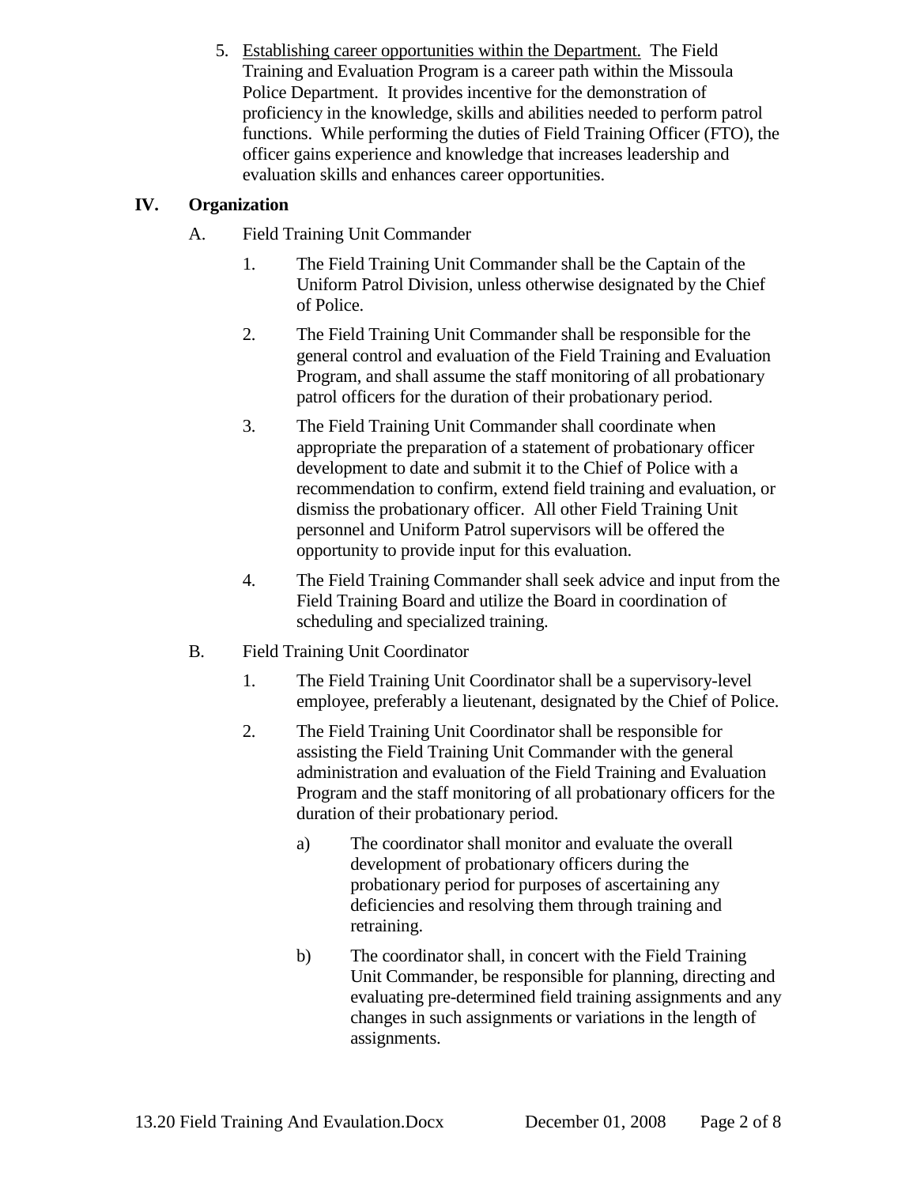5. <u>Establishing career opportunities within the Department.</u> The Field Training and Evaluation Program is a career path within the Missoula Police Department. It provides incentive for the demonstration of proficiency in the knowledge, skills and abilities needed to perform patrol functions. While performing the duties of Field Training Officer (FTO), the officer gains experience and knowledge that increases leadership and evaluation skills and enhances career opportunities.

## IV. Organization

A. Field Training Unit Commander

1. The Field Training Unit Commander shall be the Captain of the Uniform Patrol Division, unless otherwise designated by the Chief of Police.

2. The Field Training Unit Commander shall be responsible for the general control and evaluation of the Field Training and Evaluation Program, and shall assume the staff monitoring of all probationary patrol officers for the duration of their probationary period.

3. The Field Training Unit Commander shall coordinate when appropriate the preparation of a statement of probationary officer development to date and submit it to the Chief of Police with a recommendation to confirm, extend field training and evaluation, or dismiss the probationary officer. All other Field Training Unit personnel and Uniform Patrol supervisors will be offered the opportunity to provide input for this evaluation.

4. The Field Training Commander shall seek advice and input from the Field Training Board and utilize the Board in coordination of scheduling and specialized training.

B. Field Training Unit Coordinator

1. The Field Training Unit Coordinator shall be a supervisory-level employee, preferably a lieutenant, designated by the Chief of Police.

2. The Field Training Unit Coordinator shall be responsible for assisting the Field Training Unit Commander with the general administration and evaluation of the Field Training and Evaluation Program and the staff monitoring of all probationary officers for the duration of their probationary period.

   a) The coordinator shall monitor and evaluate the overall development of probationary officers during the probationary period for purposes of ascertaining any deficiencies and resolving them through training and retraining.

   b) The coordinator shall, in concert with the Field Training Unit Commander, be responsible for planning, directing and evaluating pre-determined field training assignments and any changes in such assignments or variations in the length of assignments.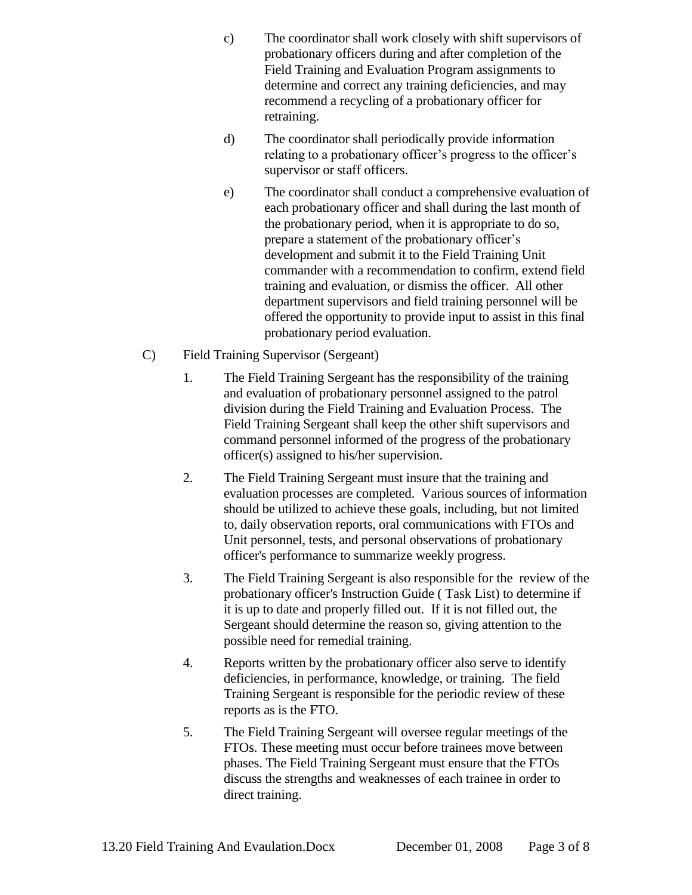c) The coordinator shall work closely with shift supervisors of probationary officers during and after completion of the Field Training and Evaluation Program assignments to determine and correct any training deficiencies, and may recommend a recycling of a probationary officer for retraining.

d) The coordinator shall periodically provide information relating to a probationary officer's progress to the officer's supervisor or staff officers.

e) The coordinator shall conduct a comprehensive evaluation of each probationary officer and shall during the last month of the probationary period, when it is appropriate to do so, prepare a statement of the probationary officer's development and submit it to the Field Training Unit commander with a recommendation to confirm, extend field training and evaluation, or dismiss the officer. All other department supervisors and field training personnel will be offered the opportunity to provide input to assist in this final probationary period evaluation.

C) Field Training Supervisor (Sergeant)

1. The Field Training Sergeant has the responsibility of the training and evaluation of probationary personnel assigned to the patrol division during the Field Training and Evaluation Process. The Field Training Sergeant shall keep the other shift supervisors and command personnel informed of the progress of the probationary officer(s) assigned to his/her supervision.

2. The Field Training Sergeant must insure that the training and evaluation processes are completed. Various sources of information should be utilized to achieve these goals, including, but not limited to, daily observation reports, oral communications with FTOs and Unit personnel, tests, and personal observations of probationary officer's performance to summarize weekly progress.

3. The Field Training Sergeant is also responsible for the review of the probationary officer's Instruction Guide ( Task List) to determine if it is up to date and properly filled out. If it is not filled out, the Sergeant should determine the reason so, giving attention to the possible need for remedial training.

4. Reports written by the probationary officer also serve to identify deficiencies, in performance, knowledge, or training. The field Training Sergeant is responsible for the periodic review of these reports as is the FTO.

5. The Field Training Sergeant will oversee regular meetings of the FTOs. These meeting must occur before trainees move between phases. The Field Training Sergeant must ensure that the FTOs discuss the strengths and weaknesses of each trainee in order to direct training.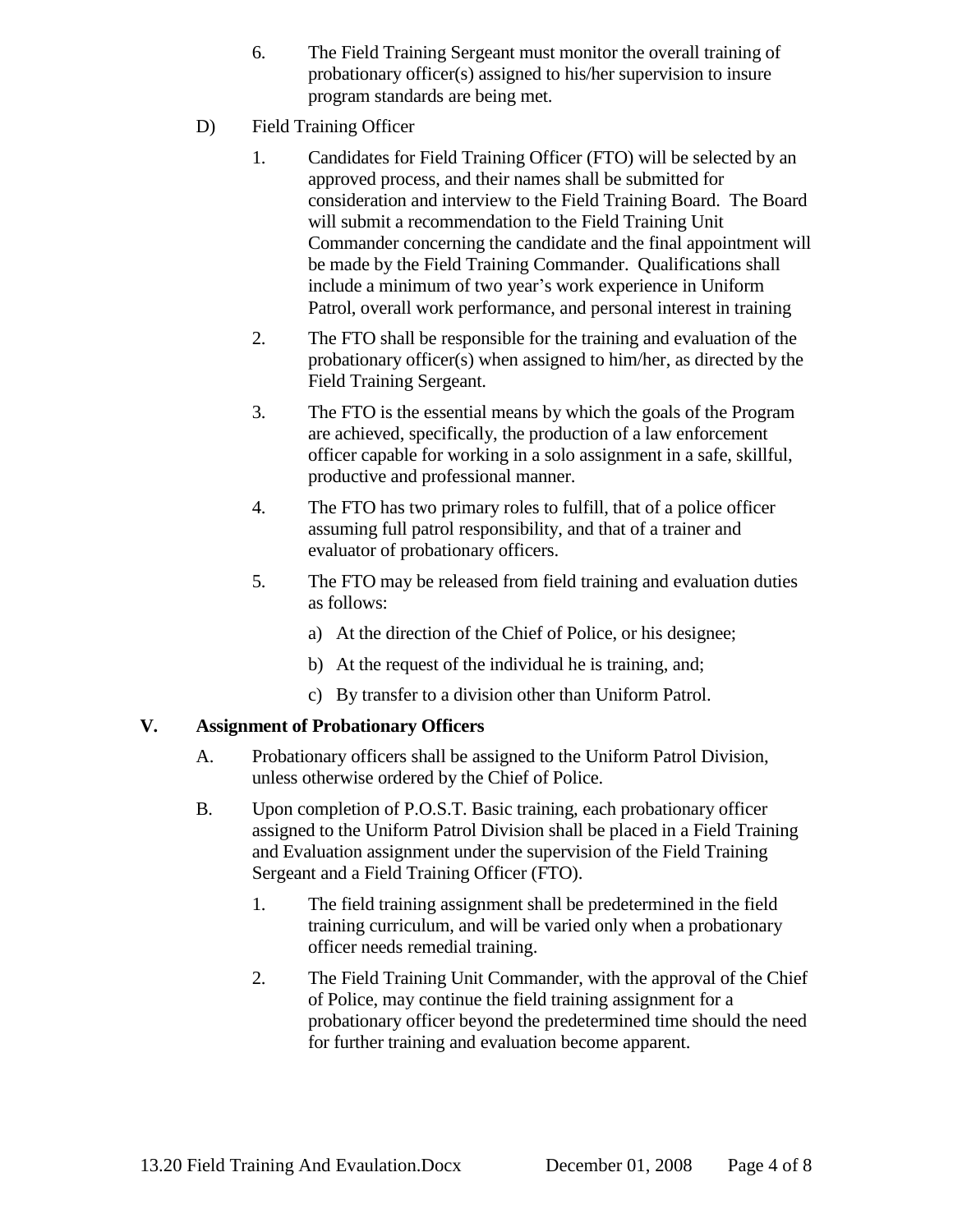6. The Field Training Sergeant must monitor the overall training of probationary officer(s) assigned to his/her supervision to insure program standards are being met.

D) Field Training Officer

1. Candidates for Field Training Officer (FTO) will be selected by an approved process, and their names shall be submitted for consideration and interview to the Field Training Board. The Board will submit a recommendation to the Field Training Unit Commander concerning the candidate and the final appointment will be made by the Field Training Commander. Qualifications shall include a minimum of two year's work experience in Uniform Patrol, overall work performance, and personal interest in training

2. The FTO shall be responsible for the training and evaluation of the probationary officer(s) when assigned to him/her, as directed by the Field Training Sergeant.

3. The FTO is the essential means by which the goals of the Program are achieved, specifically, the production of a law enforcement officer capable for working in a solo assignment in a safe, skillful, productive and professional manner.

4. The FTO has two primary roles to fulfill, that of a police officer assuming full patrol responsibility, and that of a trainer and evaluator of probationary officers.

5. The FTO may be released from field training and evaluation duties as follows:

   a) At the direction of the Chief of Police, or his designee;

   b) At the request of the individual he is training, and;

   c) By transfer to a division other than Uniform Patrol.

## V. Assignment of Probationary Officers

A. Probationary officers shall be assigned to the Uniform Patrol Division, unless otherwise ordered by the Chief of Police.

B. Upon completion of P.O.S.T. Basic training, each probationary officer assigned to the Uniform Patrol Division shall be placed in a Field Training and Evaluation assignment under the supervision of the Field Training Sergeant and a Field Training Officer (FTO).

1. The field training assignment shall be predetermined in the field training curriculum, and will be varied only when a probationary officer needs remedial training.

2. The Field Training Unit Commander, with the approval of the Chief of Police, may continue the field training assignment for a probationary officer beyond the predetermined time should the need for further training and evaluation become apparent.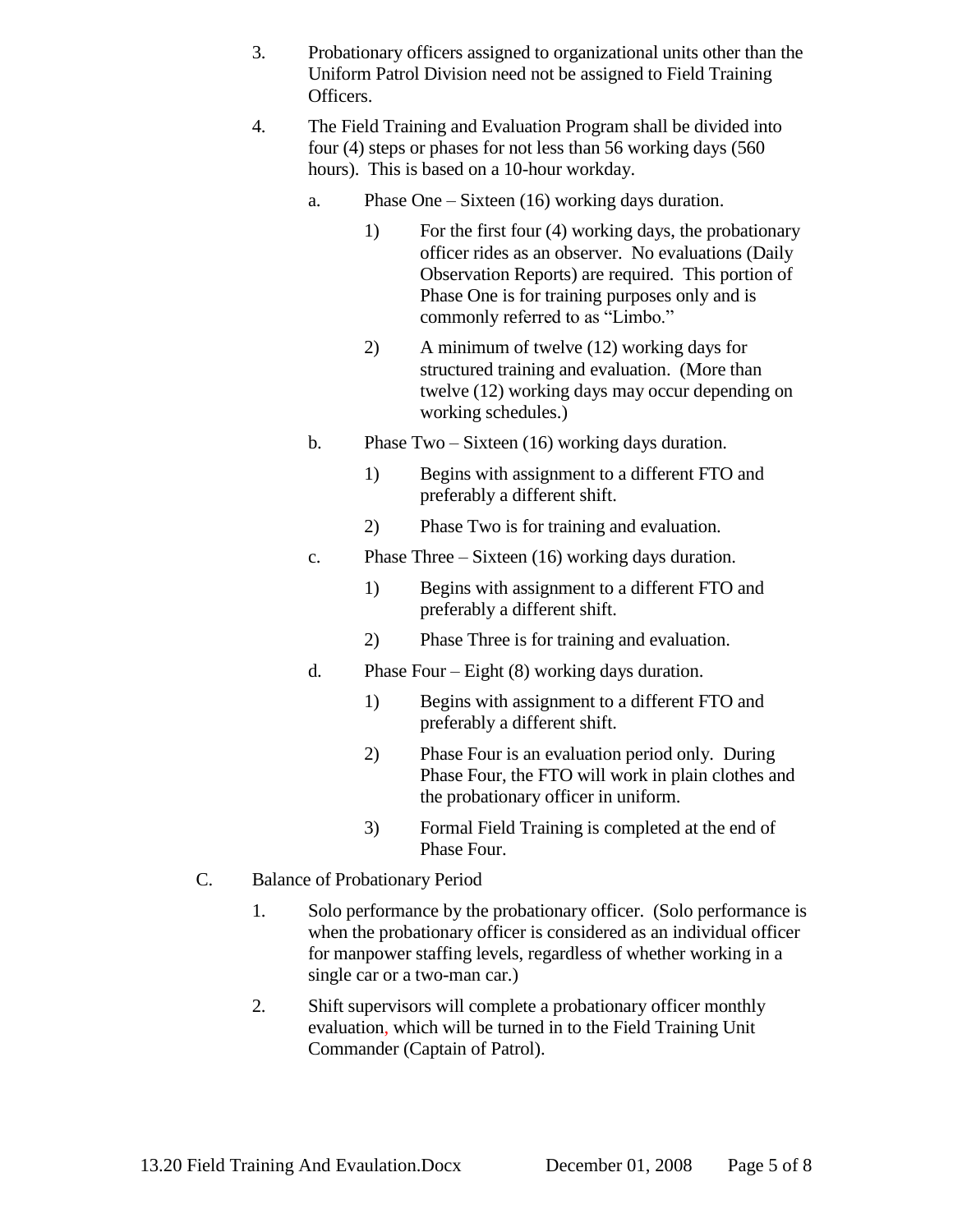3. Probationary officers assigned to organizational units other than the Uniform Patrol Division need not be assigned to Field Training Officers.

4. The Field Training and Evaluation Program shall be divided into four (4) steps or phases for not less than 56 working days (560 hours). This is based on a 10-hour workday.

   a. Phase One – Sixteen (16) working days duration.

      1) For the first four (4) working days, the probationary officer rides as an observer. No evaluations (Daily Observation Reports) are required. This portion of Phase One is for training purposes only and is commonly referred to as "Limbo."

      2) A minimum of twelve (12) working days for structured training and evaluation. (More than twelve (12) working days may occur depending on working schedules.)

   b. Phase Two – Sixteen (16) working days duration.

      1) Begins with assignment to a different FTO and preferably a different shift.

      2) Phase Two is for training and evaluation.

   c. Phase Three – Sixteen (16) working days duration.

      1) Begins with assignment to a different FTO and preferably a different shift.

      2) Phase Three is for training and evaluation.

   d. Phase Four – Eight (8) working days duration.

      1) Begins with assignment to a different FTO and preferably a different shift.

      2) Phase Four is an evaluation period only. During Phase Four, the FTO will work in plain clothes and the probationary officer in uniform.

      3) Formal Field Training is completed at the end of Phase Four.

C. Balance of Probationary Period

1. Solo performance by the probationary officer. (Solo performance is when the probationary officer is considered as an individual officer for manpower staffing levels, regardless of whether working in a single car or a two-man car.)

2. Shift supervisors will complete a probationary officer monthly evaluation, which will be turned in to the Field Training Unit Commander (Captain of Patrol).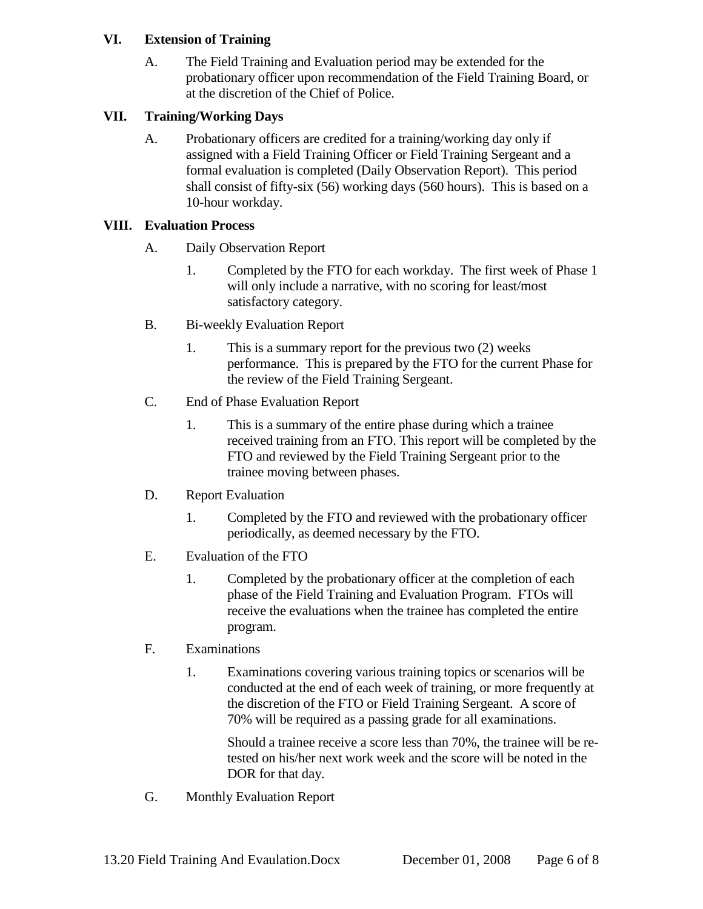## VI. Extension of Training

A. The Field Training and Evaluation period may be extended for the probationary officer upon recommendation of the Field Training Board, or at the discretion of the Chief of Police.

## VII. Training/Working Days

A. Probationary officers are credited for a training/working day only if assigned with a Field Training Officer or Field Training Sergeant and a formal evaluation is completed (Daily Observation Report). This period shall consist of fifty-six (56) working days (560 hours). This is based on a 10-hour workday.

## VIII. Evaluation Process

A. Daily Observation Report

1. Completed by the FTO for each workday. The first week of Phase 1 will only include a narrative, with no scoring for least/most satisfactory category.

B. Bi-weekly Evaluation Report

1. This is a summary report for the previous two (2) weeks performance. This is prepared by the FTO for the current Phase for the review of the Field Training Sergeant.

C. End of Phase Evaluation Report

1. This is a summary of the entire phase during which a trainee received training from an FTO. This report will be completed by the FTO and reviewed by the Field Training Sergeant prior to the trainee moving between phases.

D. Report Evaluation

1. Completed by the FTO and reviewed with the probationary officer periodically, as deemed necessary by the FTO.

E. Evaluation of the FTO

1. Completed by the probationary officer at the completion of each phase of the Field Training and Evaluation Program. FTOs will receive the evaluations when the trainee has completed the entire program.

F. Examinations

1. Examinations covering various training topics or scenarios will be conducted at the end of each week of training, or more frequently at the discretion of the FTO or Field Training Sergeant. A score of 70% will be required as a passing grade for all examinations.

   Should a trainee receive a score less than 70%, the trainee will be re-tested on his/her next work week and the score will be noted in the DOR for that day.

G. Monthly Evaluation Report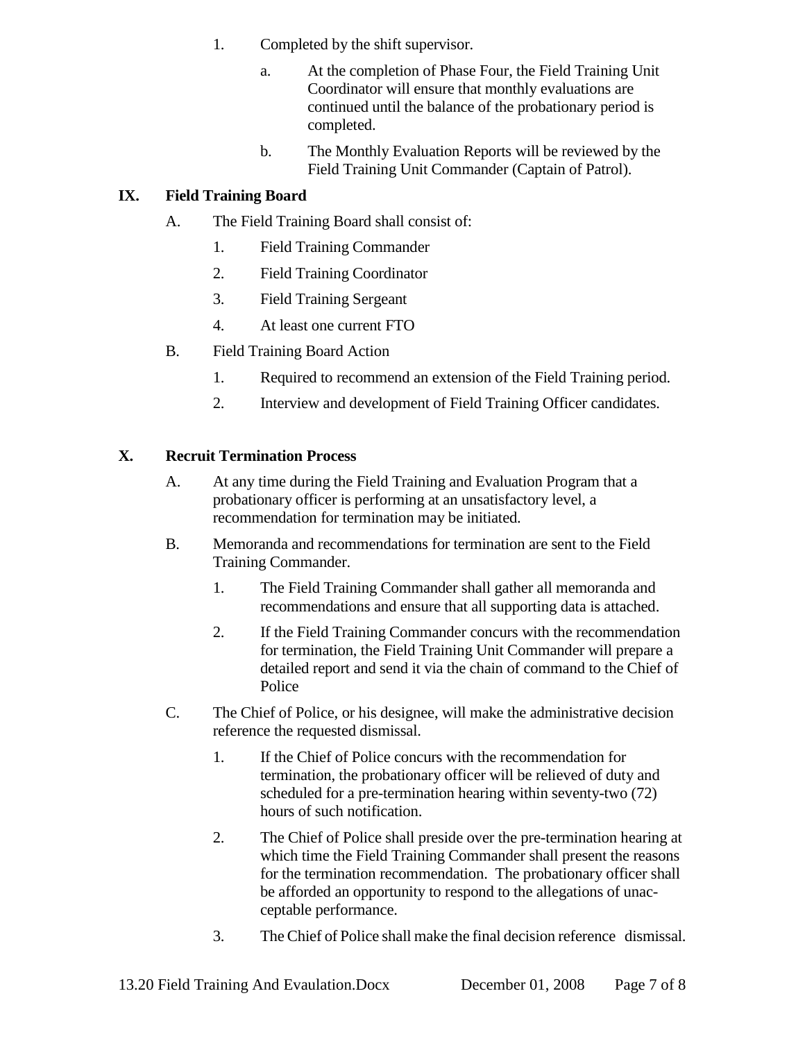1. Completed by the shift supervisor.

   a. At the completion of Phase Four, the Field Training Unit Coordinator will ensure that monthly evaluations are continued until the balance of the probationary period is completed.

   b. The Monthly Evaluation Reports will be reviewed by the Field Training Unit Commander (Captain of Patrol).

## IX. Field Training Board

A. The Field Training Board shall consist of:

   1. Field Training Commander
   2. Field Training Coordinator
   3. Field Training Sergeant
   4. At least one current FTO

B. Field Training Board Action

   1. Required to recommend an extension of the Field Training period.
   2. Interview and development of Field Training Officer candidates.

## X. Recruit Termination Process

A. At any time during the Field Training and Evaluation Program that a probationary officer is performing at an unsatisfactory level, a recommendation for termination may be initiated.

B. Memoranda and recommendations for termination are sent to the Field Training Commander.

   1. The Field Training Commander shall gather all memoranda and recommendations and ensure that all supporting data is attached.

   2. If the Field Training Commander concurs with the recommendation for termination, the Field Training Unit Commander will prepare a detailed report and send it via the chain of command to the Chief of Police

C. The Chief of Police, or his designee, will make the administrative decision reference the requested dismissal.

   1. If the Chief of Police concurs with the recommendation for termination, the probationary officer will be relieved of duty and scheduled for a pre-termination hearing within seventy-two (72) hours of such notification.

   2. The Chief of Police shall preside over the pre-termination hearing at which time the Field Training Commander shall present the reasons for the termination recommendation. The probationary officer shall be afforded an opportunity to respond to the allegations of unacceptable performance.

   3. The Chief of Police shall make the final decision reference dismissal.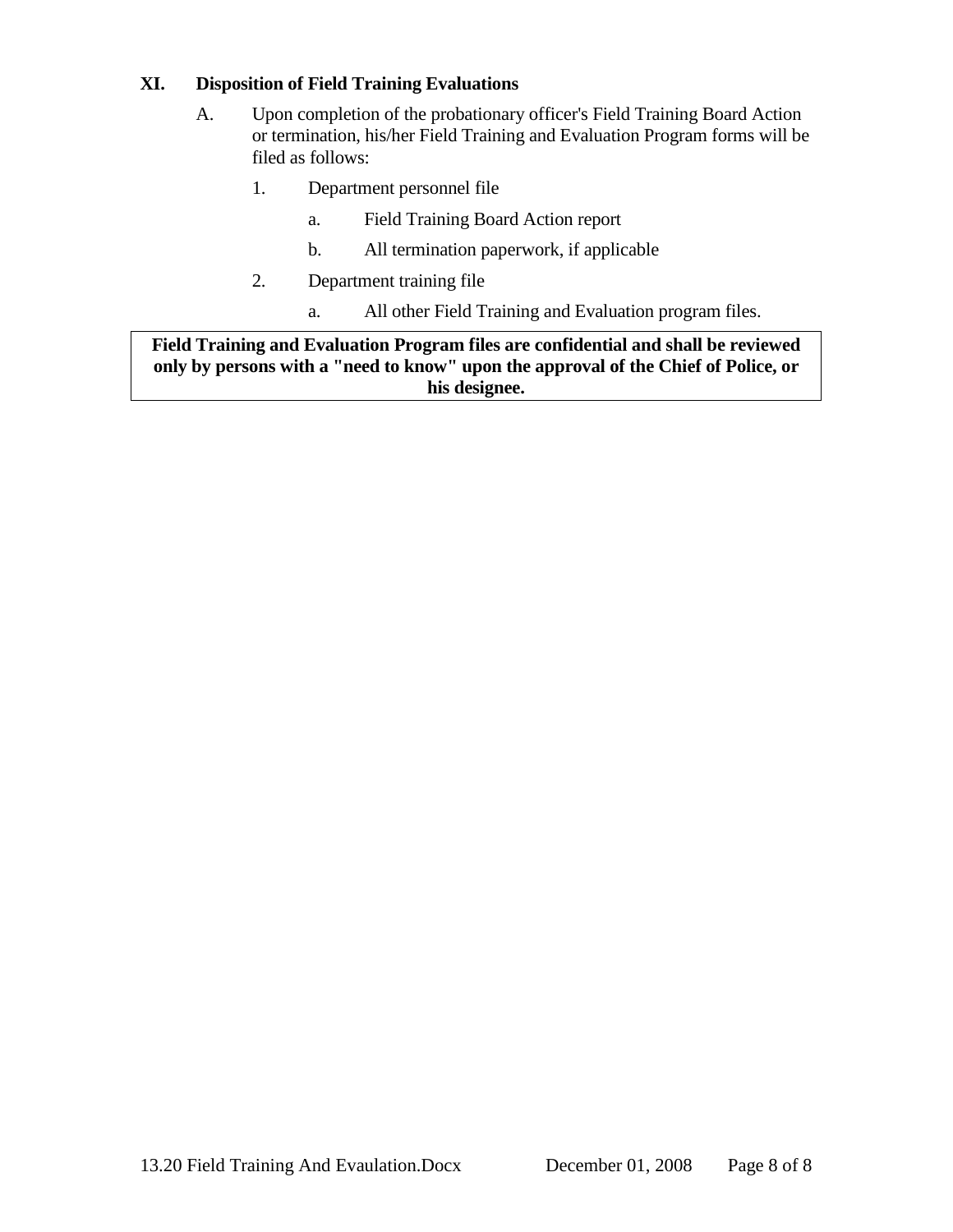## XI. Disposition of Field Training Evaluations

A. Upon completion of the probationary officer's Field Training Board Action or termination, his/her Field Training and Evaluation Program forms will be filed as follows:

1. Department personnel file

    a. Field Training Board Action report

    b. All termination paperwork, if applicable

2. Department training file

    a. All other Field Training and Evaluation program files.

**Field Training and Evaluation Program files are confidential and shall be reviewed only by persons with a "need to know" upon the approval of the Chief of Police, or his designee.**